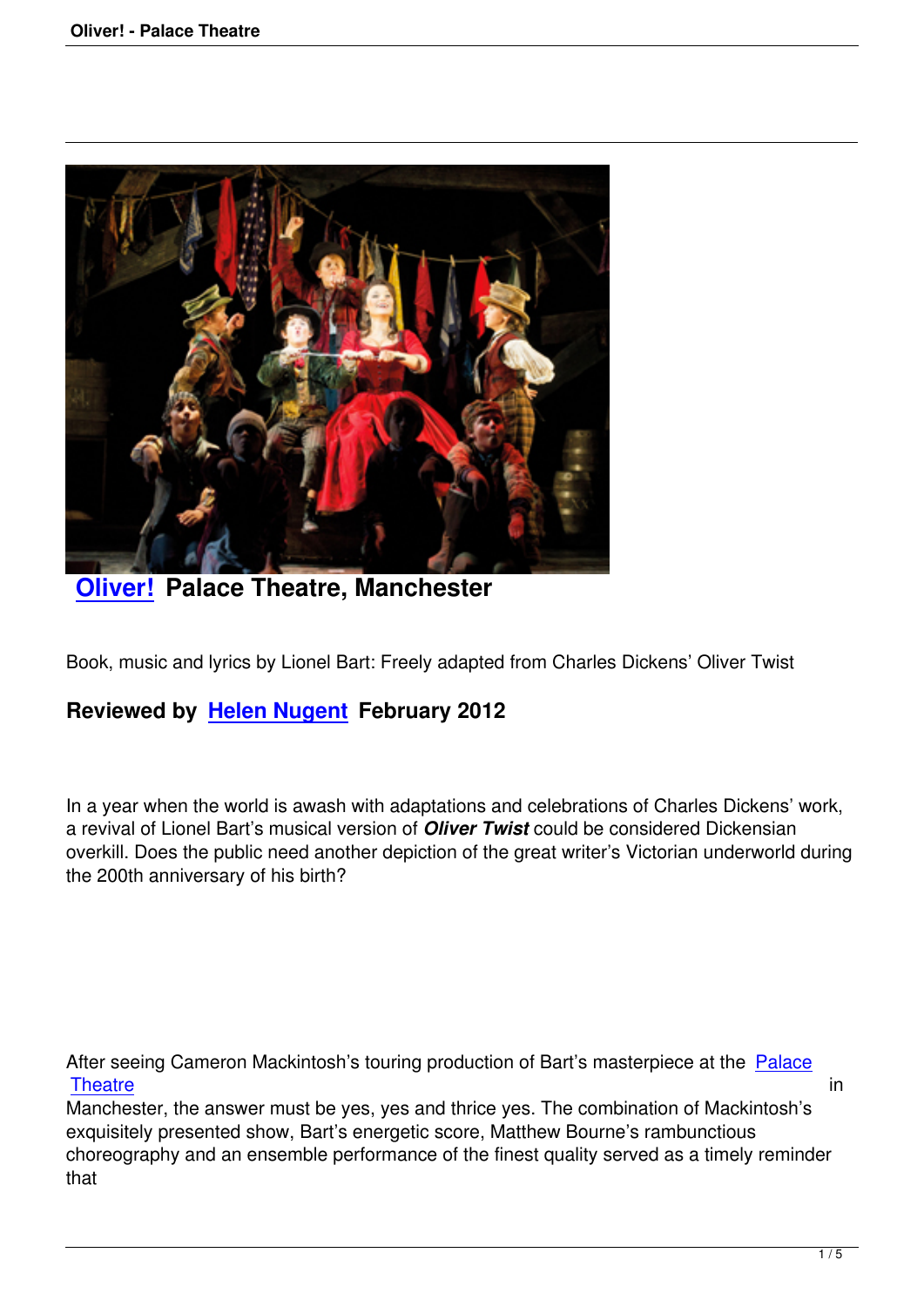# Oliver! Palace Theatre, Manchester

Book, music and lyrics by Lionel Bart: Freely adapted from Charles Dickens' Oliver Twist

## Reviewed by Helen Nugent February 2012

In a year when the world is awash with adaptations and celebrations of Charles Dickens' work, a revival of Lionel Bart's musical version of ***Oliver Twist*** could be considered Dickensian overkill. Does the public need another depiction of the great writer's Victorian underworld during the 200th anniversary of his birth?

After seeing Cameron Mackintosh's touring production of Bart's masterpiece at the Palace Theatre in Manchester, the answer must be yes, yes and thrice yes. The combination of Mackintosh's exquisitely presented show, Bart's energetic score, Matthew Bourne's rambunctious choreography and an ensemble performance of the finest quality served as a timely reminder that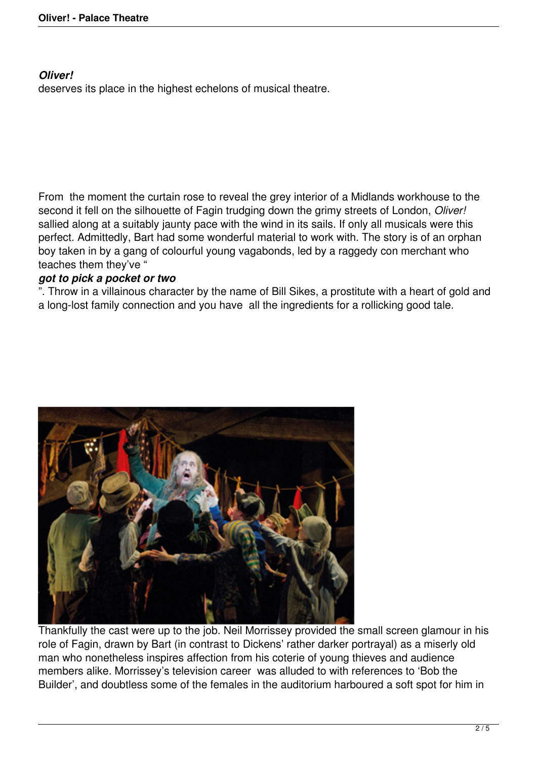***Oliver!***
deserves its place in the highest echelons of musical theatre.

From the moment the curtain rose to reveal the grey interior of a Midlands workhouse to the second it fell on the silhouette of Fagin trudging down the grimy streets of London, *Oliver!* sallied along at a suitably jaunty pace with the wind in its sails. If only all musicals were this perfect. Admittedly, Bart had some wonderful material to work with. The story is of an orphan boy taken in by a gang of colourful young vagabonds, led by a raggedy con merchant who teaches them they've "***got to pick a pocket or two***". Throw in a villainous character by the name of Bill Sikes, a prostitute with a heart of gold and a long-lost family connection and you have all the ingredients for a rollicking good tale.

Thankfully the cast were up to the job. Neil Morrissey provided the small screen glamour in his role of Fagin, drawn by Bart (in contrast to Dickens' rather darker portrayal) as a miserly old man who nonetheless inspires affection from his coterie of young thieves and audience members alike. Morrissey's television career was alluded to with references to 'Bob the Builder', and doubtless some of the females in the auditorium harboured a soft spot for him in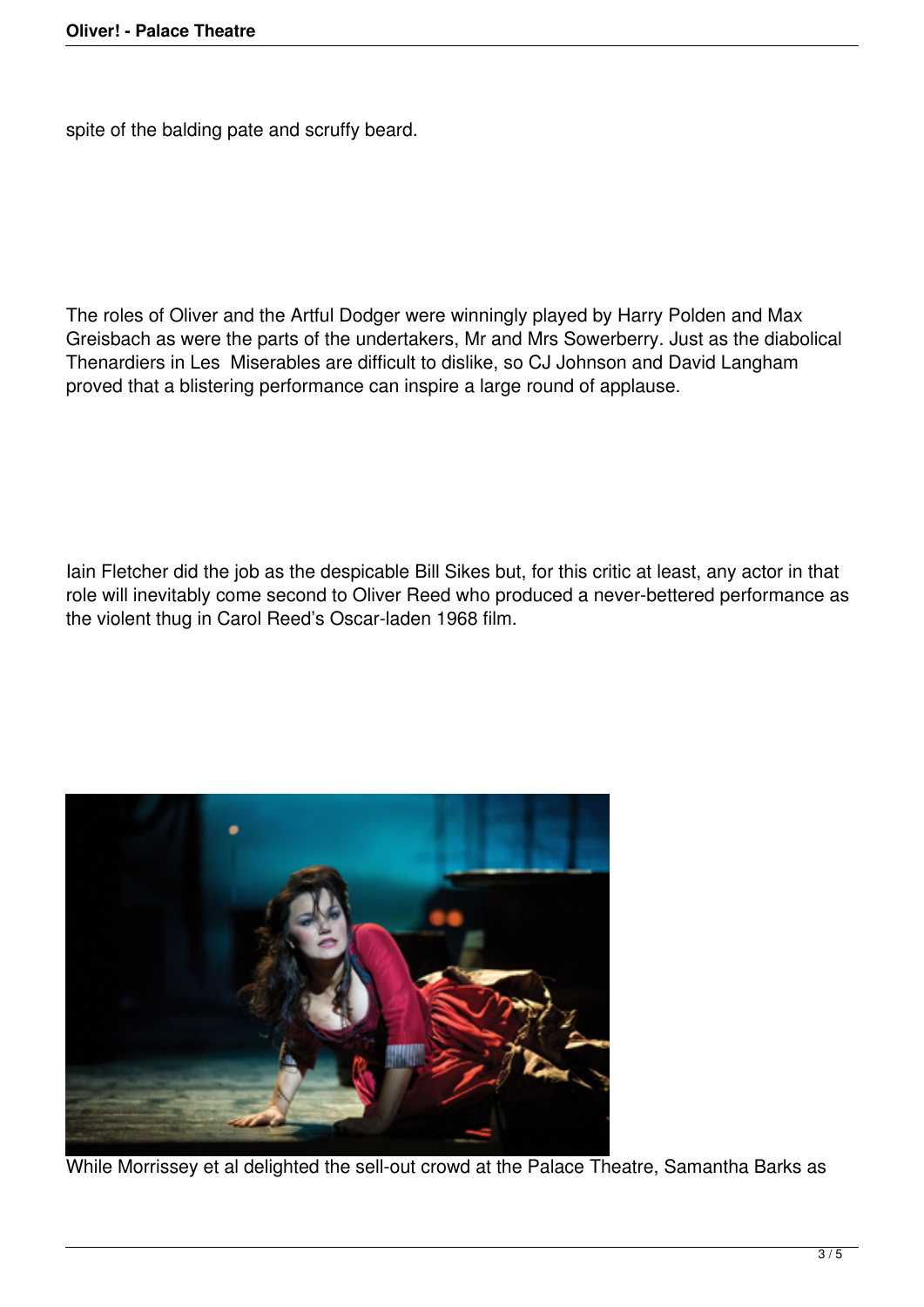spite of the balding pate and scruffy beard.

The roles of Oliver and the Artful Dodger were winningly played by Harry Polden and Max Greisbach as were the parts of the undertakers, Mr and Mrs Sowerberry. Just as the diabolical Thenardiers in Les Miserables are difficult to dislike, so CJ Johnson and David Langham proved that a blistering performance can inspire a large round of applause.

Iain Fletcher did the job as the despicable Bill Sikes but, for this critic at least, any actor in that role will inevitably come second to Oliver Reed who produced a never-bettered performance as the violent thug in Carol Reed's Oscar-laden 1968 film.

While Morrissey et al delighted the sell-out crowd at the Palace Theatre, Samantha Barks as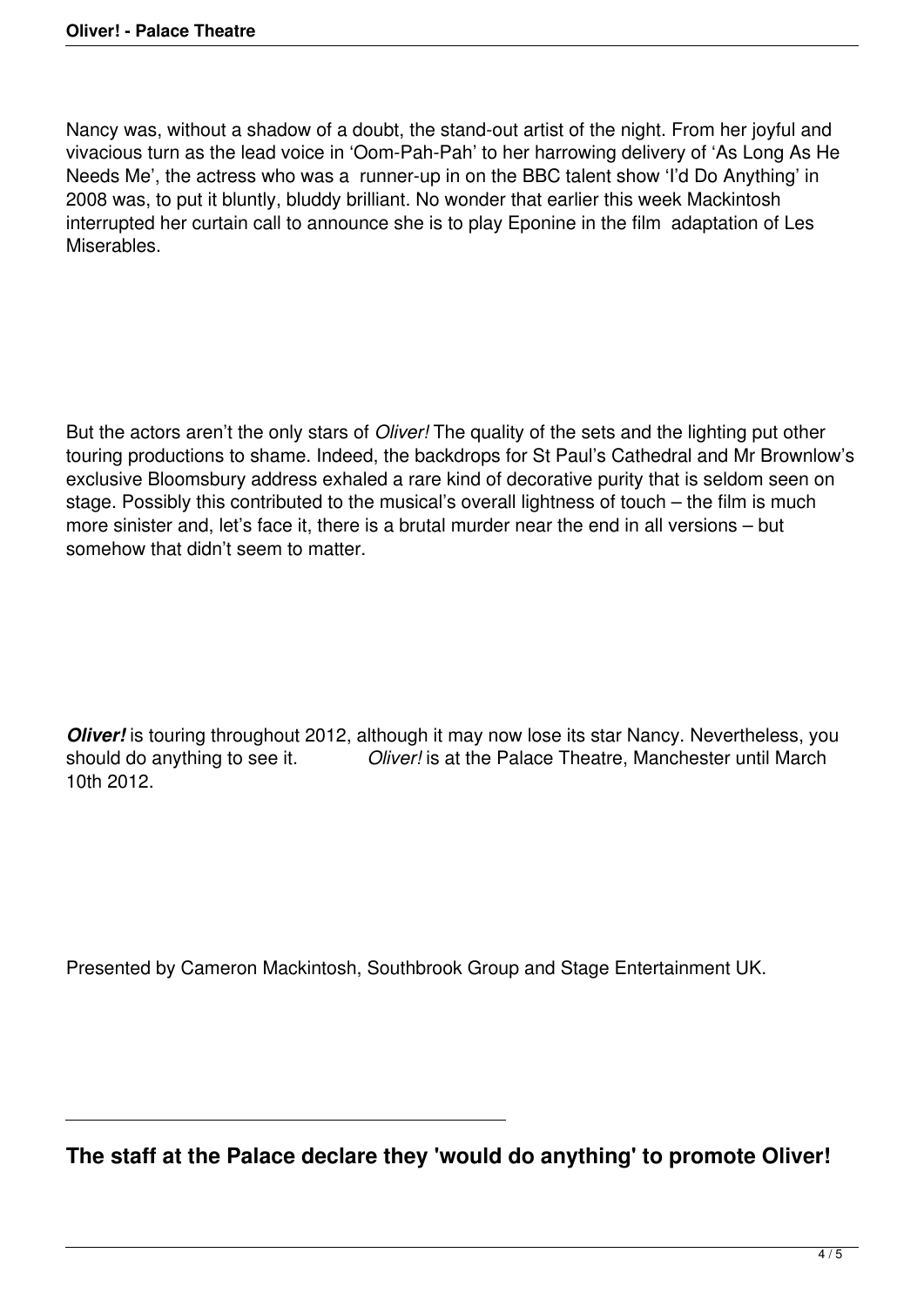Nancy was, without a shadow of a doubt, the stand-out artist of the night. From her joyful and vivacious turn as the lead voice in 'Oom-Pah-Pah' to her harrowing delivery of 'As Long As He Needs Me', the actress who was a runner-up in on the BBC talent show 'I'd Do Anything' in 2008 was, to put it bluntly, bluddy brilliant. No wonder that earlier this week Mackintosh interrupted her curtain call to announce she is to play Eponine in the film adaptation of Les Miserables.

But the actors aren't the only stars of *Oliver!* The quality of the sets and the lighting put other touring productions to shame. Indeed, the backdrops for St Paul's Cathedral and Mr Brownlow's exclusive Bloomsbury address exhaled a rare kind of decorative purity that is seldom seen on stage. Possibly this contributed to the musical's overall lightness of touch – the film is much more sinister and, let's face it, there is a brutal murder near the end in all versions – but somehow that didn't seem to matter.

***Oliver!*** is touring throughout 2012, although it may now lose its star Nancy. Nevertheless, you should do anything to see it. *Oliver!* is at the Palace Theatre, Manchester until March 10th 2012.

Presented by Cameron Mackintosh, Southbrook Group and Stage Entertainment UK.

---

**The staff at the Palace declare they 'would do anything' to promote Oliver!**